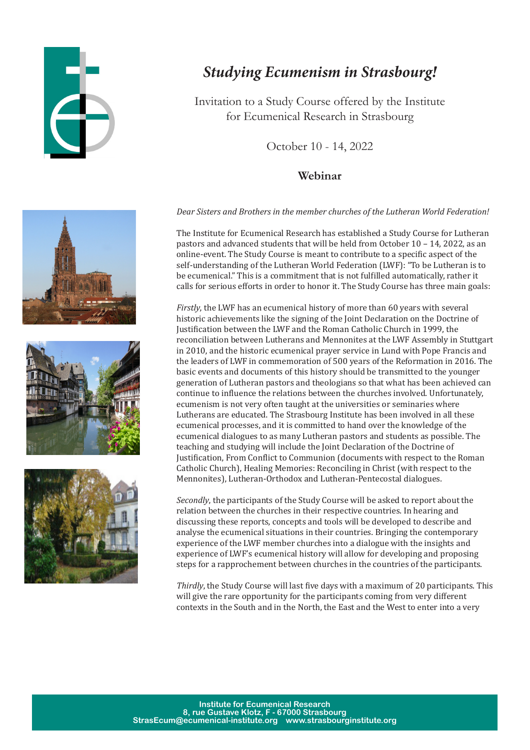# *Studying Ecumenism in Strasbourg!*

Invitation to a Study Course offered by the Institute for Ecumenical Research in Strasbourg

October 10 - 14, 2022

**Webinar**

*Dear Sisters and Brothers in the member churches of the Lutheran World Federation!*

The Institute for Ecumenical Research has established a Study Course for Lutheran pastors and advanced students that will be held from October 10 – 14, 2022, as an online-event. The Study Course is meant to contribute to a specific aspect of the self-understanding of the Lutheran World Federation (LWF): "To be Lutheran is to be ecumenical." This is a commitment that is not fulfilled automatically, rather it calls for serious efforts in order to honor it. The Study Course has three main goals:

*Firstly*, the LWF has an ecumenical history of more than 60 years with several historic achievements like the signing of the Joint Declaration on the Doctrine of Justification between the LWF and the Roman Catholic Church in 1999, the reconciliation between Lutherans and Mennonites at the LWF Assembly in Stuttgart in 2010, and the historic ecumenical prayer service in Lund with Pope Francis and the leaders of LWF in commemoration of 500 years of the Reformation in 2016. The basic events and documents of this history should be transmitted to the younger generation of Lutheran pastors and theologians so that what has been achieved can continue to influence the relations between the churches involved. Unfortunately, ecumenism is not very often taught at the universities or seminaries where Lutherans are educated. The Strasbourg Institute has been involved in all these ecumenical processes, and it is committed to hand over the knowledge of the ecumenical dialogues to as many Lutheran pastors and students as possible. The teaching and studying will include the Joint Declaration of the Doctrine of Justification, From Conflict to Communion (documents with respect to the Roman Catholic Church), Healing Memories: Reconciling in Christ (with respect to the Mennonites), Lutheran-Orthodox and Lutheran-Pentecostal dialogues.

*Secondly*, the participants of the Study Course will be asked to report about the relation between the churches in their respective countries. In hearing and discussing these reports, concepts and tools will be developed to describe and analyse the ecumenical situations in their countries. Bringing the contemporary experience of the LWF member churches into a dialogue with the insights and experience of LWF's ecumenical history will allow for developing and proposing steps for a rapprochement between churches in the countries of the participants.

*Thirdly*, the Study Course will last five days with a maximum of 20 participants. This will give the rare opportunity for the participants coming from very different contexts in the South and in the North, the East and the West to enter into a very

**Institute for Ecumenical Research**
**8, rue Gustave Klotz, F - 67000 Strasbourg**
**StrasEcum@ecumenical-institute.org www.strasbourginstitute.org**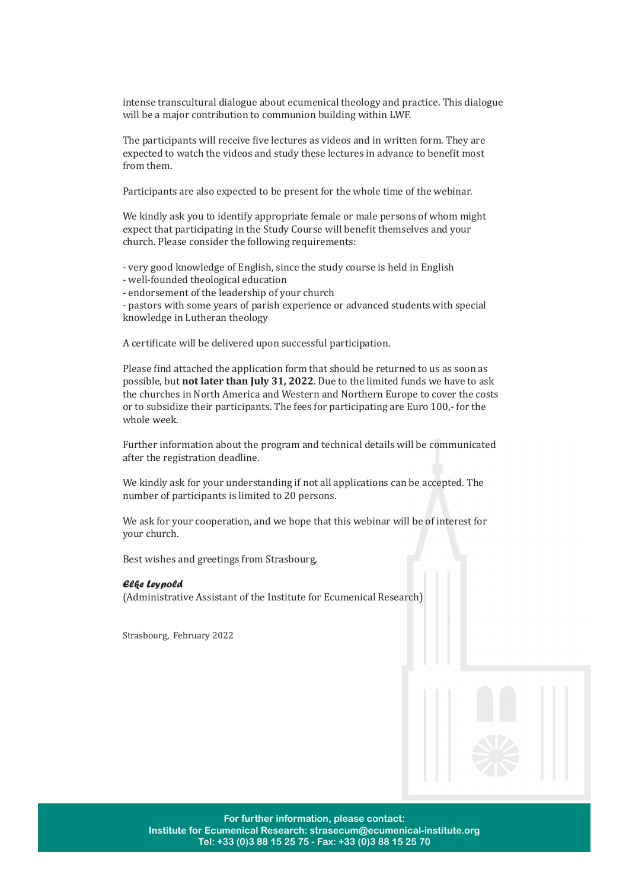intense transcultural dialogue about ecumenical theology and practice. This dialogue will be a major contribution to communion building within LWF.

The participants will receive five lectures as videos and in written form. They are expected to watch the videos and study these lectures in advance to benefit most from them.

Participants are also expected to be present for the whole time of the webinar.

We kindly ask you to identify appropriate female or male persons of whom might expect that participating in the Study Course will benefit themselves and your church. Please consider the following requirements:

- very good knowledge of English, since the study course is held in English
- well-founded theological education
- endorsement of the leadership of your church
- pastors with some years of parish experience or advanced students with special knowledge in Lutheran theology

A certificate will be delivered upon successful participation.

Please find attached the application form that should be returned to us as soon as possible, but **not later than July 31, 2022**. Due to the limited funds we have to ask the churches in North America and Western and Northern Europe to cover the costs or to subsidize their participants. The fees for participating are Euro 100,- for the whole week.

Further information about the program and technical details will be communicated after the registration deadline.

We kindly ask for your understanding if not all applications can be accepted. The number of participants is limited to 20 persons.

We ask for your cooperation, and we hope that this webinar will be of interest for your church.

Best wishes and greetings from Strasbourg,

*Elke Leypold*
(Administrative Assistant of the Institute for Ecumenical Research)

Strasbourg, February 2022

**For further information, please contact:**
**Institute for Ecumenical Research: strasecum@ecumenical-institute.org**
**Tel: +33 (0)3 88 15 25 75 - Fax: +33 (0)3 88 15 25 70**